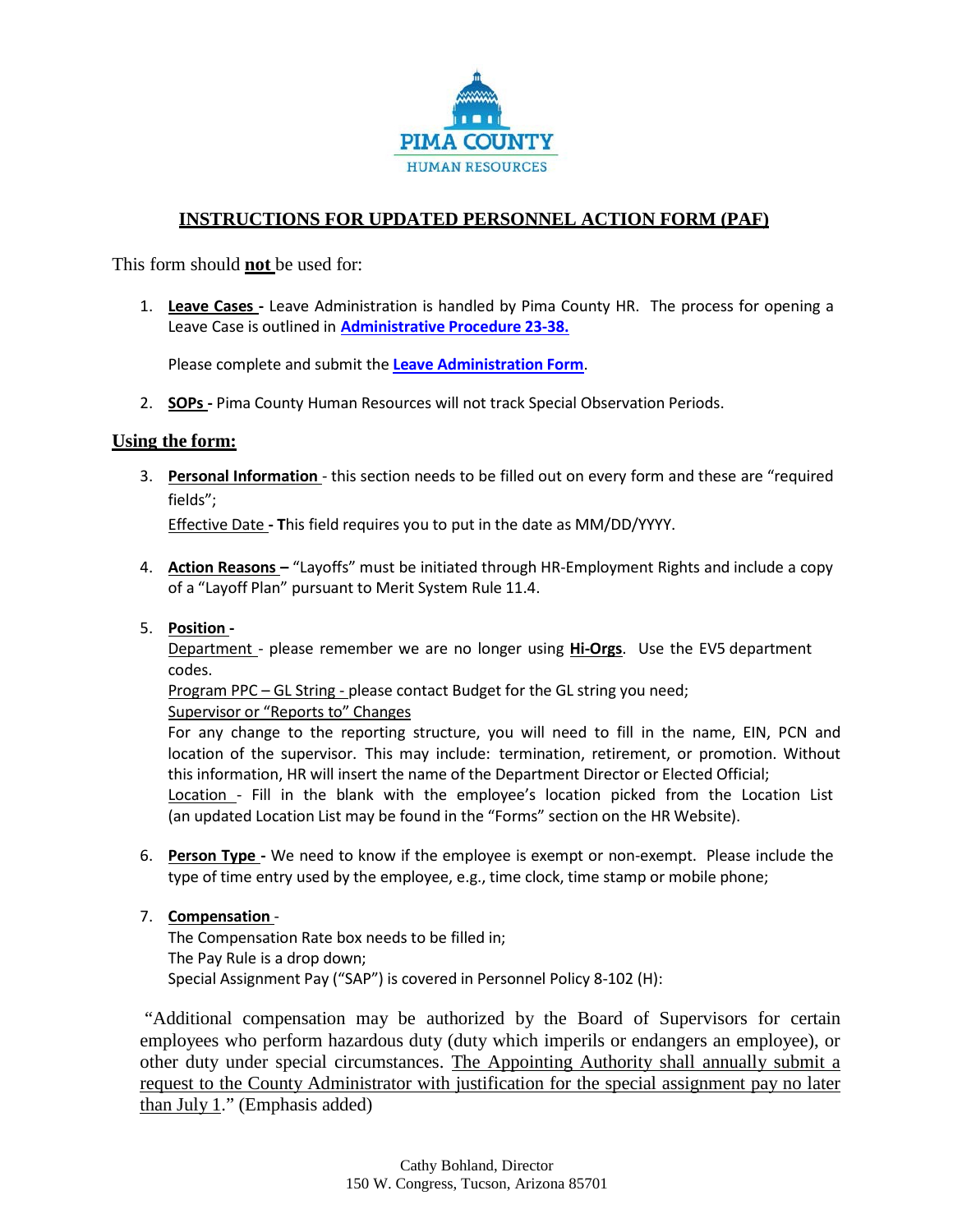PIMA COUNTY
HUMAN RESOURCES

# INSTRUCTIONS FOR UPDATED PERSONNEL ACTION FORM (PAF)

This form should **not** be used for:

1. **Leave Cases -** Leave Administration is handled by Pima County HR. The process for opening a Leave Case is outlined in **Administrative Procedure 23-38.**

   Please complete and submit the **Leave Administration Form**.

2. **SOPs -** Pima County Human Resources will not track Special Observation Periods.

## Using the form:

3. **Personal Information** - this section needs to be filled out on every form and these are "required fields";

   Effective Date **- T**his field requires you to put in the date as MM/DD/YYYY.

4. **Action Reasons –** "Layoffs" must be initiated through HR-Employment Rights and include a copy of a "Layoff Plan" pursuant to Merit System Rule 11.4.

5. **Position -**

   Department - please remember we are no longer using **Hi-Orgs**. Use the EV5 department codes.

   Program PPC – GL String - please contact Budget for the GL string you need;

   Supervisor or "Reports to" Changes

   For any change to the reporting structure, you will need to fill in the name, EIN, PCN and location of the supervisor. This may include: termination, retirement, or promotion. Without this information, HR will insert the name of the Department Director or Elected Official;

   Location - Fill in the blank with the employee's location picked from the Location List (an updated Location List may be found in the "Forms" section on the HR Website).

6. **Person Type -** We need to know if the employee is exempt or non-exempt. Please include the type of time entry used by the employee, e.g., time clock, time stamp or mobile phone;

7. **Compensation** -

   The Compensation Rate box needs to be filled in;

   The Pay Rule is a drop down;

   Special Assignment Pay ("SAP") is covered in Personnel Policy 8-102 (H):

"Additional compensation may be authorized by the Board of Supervisors for certain employees who perform hazardous duty (duty which imperils or endangers an employee), or other duty under special circumstances. The Appointing Authority shall annually submit a request to the County Administrator with justification for the special assignment pay no later than July 1." (Emphasis added)

Cathy Bohland, Director
150 W. Congress, Tucson, Arizona 85701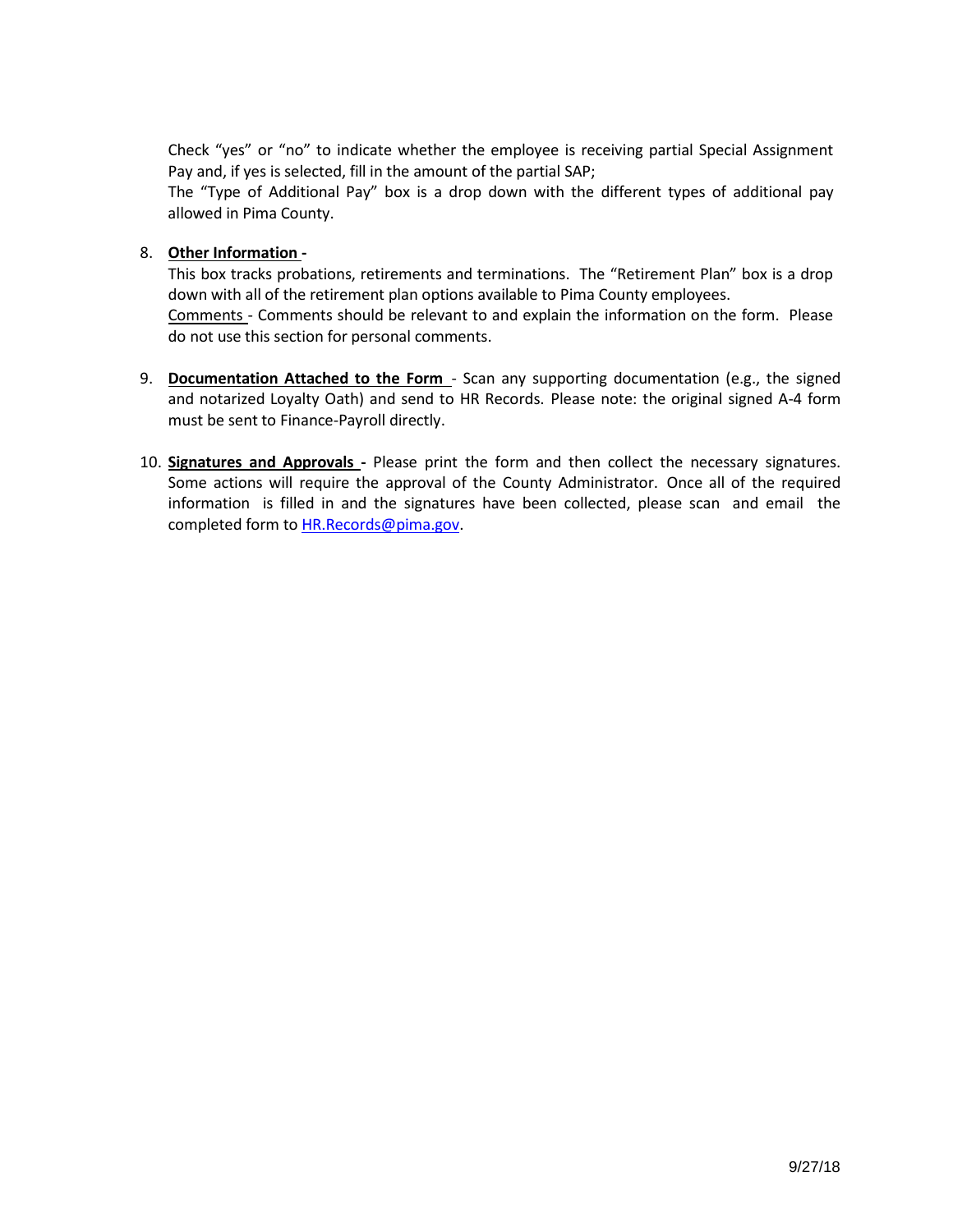Check "yes" or "no" to indicate whether the employee is receiving partial Special Assignment Pay and, if yes is selected, fill in the amount of the partial SAP;

The "Type of Additional Pay" box is a drop down with the different types of additional pay allowed in Pima County.

8. **Other Information -**

   This box tracks probations, retirements and terminations. The "Retirement Plan" box is a drop down with all of the retirement plan options available to Pima County employees.

   Comments - Comments should be relevant to and explain the information on the form. Please do not use this section for personal comments.

9. **Documentation Attached to the Form** - Scan any supporting documentation (e.g., the signed and notarized Loyalty Oath) and send to HR Records. Please note: the original signed A-4 form must be sent to Finance-Payroll directly.

10. **Signatures and Approvals -** Please print the form and then collect the necessary signatures. Some actions will require the approval of the County Administrator. Once all of the required information is filled in and the signatures have been collected, please scan and email the completed form to HR.Records@pima.gov.

9/27/18